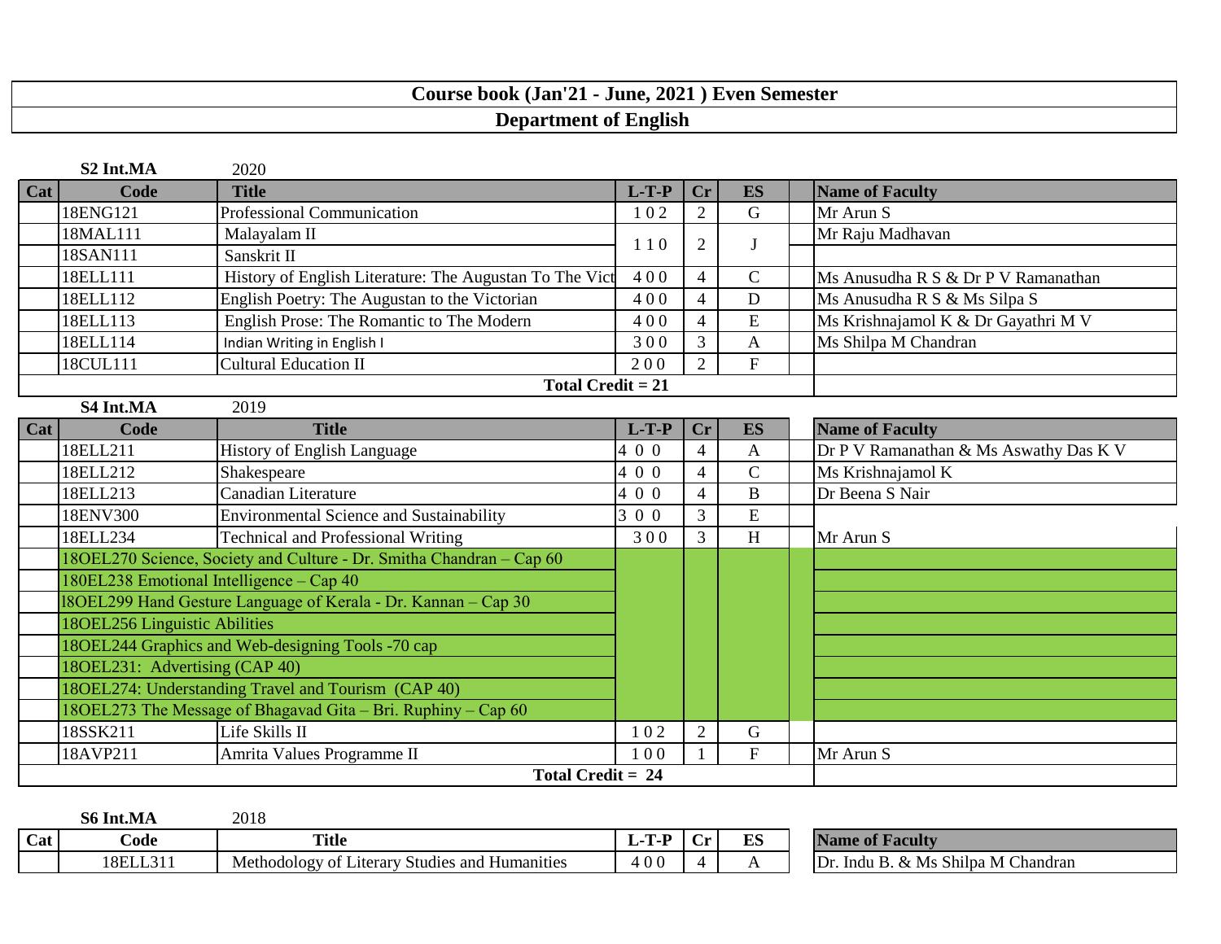# Course book (Jan'21 - June, 2021 ) Even Semester

## Department of English

**S2 Int.MA** 2020

| Cat | Code | Title | L-T-P | Cr | ES | Name of Faculty |
|---|---|---|---|---|---|---|
| | 18ENG121 | Professional Communication | 1 0 2 | 2 | G | Mr Arun S |
| | 18MAL111 | Malayalam II | 1 1 0 | 2 | J | Mr Raju Madhavan |
| | 18SAN111 | Sanskrit II | | | | |
| | 18ELL111 | History of English Literature: The Augustan To The Vict | 4 0 0 | 4 | C | Ms Anusudha R S & Dr P V Ramanathan |
| | 18ELL112 | English Poetry: The Augustan to the Victorian | 4 0 0 | 4 | D | Ms Anusudha R S & Ms Silpa S |
| | 18ELL113 | English Prose: The Romantic to The Modern | 4 0 0 | 4 | E | Ms Krishnajamol K & Dr Gayathri M V |
| | 18ELL114 | Indian Writing in English I | 3 0 0 | 3 | A | Ms Shilpa M Chandran |
| | 18CUL111 | Cultural Education II | 2 0 0 | 2 | F | |
| | | **Total Credit = 21** | | | | |

**S4 Int.MA** 2019

| Cat | Code | Title | L-T-P | Cr | ES | Name of Faculty |
|---|---|---|---|---|---|---|
| | 18ELL211 | History of English Language | 4 0 0 | 4 | A | Dr P V Ramanathan & Ms Aswathy Das K V |
| | 18ELL212 | Shakespeare | 4 0 0 | 4 | C | Ms Krishnajamol K |
| | 18ELL213 | Canadian Literature | 4 0 0 | 4 | B | Dr Beena S Nair |
| | 18ENV300 | Environmental Science and Sustainability | 3 0 0 | 3 | E | |
| | 18ELL234 | Technical and Professional Writing | 3 0 0 | 3 | H | Mr Arun S |
| | 18OEL270 Science, Society and Culture - Dr. Smitha Chandran – Cap 60 | | | | | |
| | 180EL238 Emotional Intelligence – Cap 40 | | | | | |
| | l8OEL299 Hand Gesture Language of Kerala - Dr. Kannan – Cap 30 | | | | | |
| | 18OEL256 Linguistic Abilities | | | | | |
| | 18OEL244 Graphics and Web-designing Tools -70 cap | | | | | |
| | 18OEL231: Advertising (CAP 40) | | | | | |
| | 18OEL274: Understanding Travel and Tourism (CAP 40) | | | | | |
| | 18OEL273 The Message of Bhagavad Gita – Bri. Ruphiny – Cap 60 | | | | | |
| | 18SSK211 | Life Skills II | 1 0 2 | 2 | G | |
| | 18AVP211 | Amrita Values Programme II | 1 0 0 | 1 | F | Mr Arun S |
| | | **Total Credit = 24** | | | | |

**S6 Int.MA** 2018

| Cat | Code | Title | L-T-P | Cr | ES | Name of Faculty |
|---|---|---|---|---|---|---|
| | 18ELL311 | Methodology of Literary Studies and Humanities | 4 0 0 | 4 | A | Dr. Indu B. & Ms Shilpa M Chandran |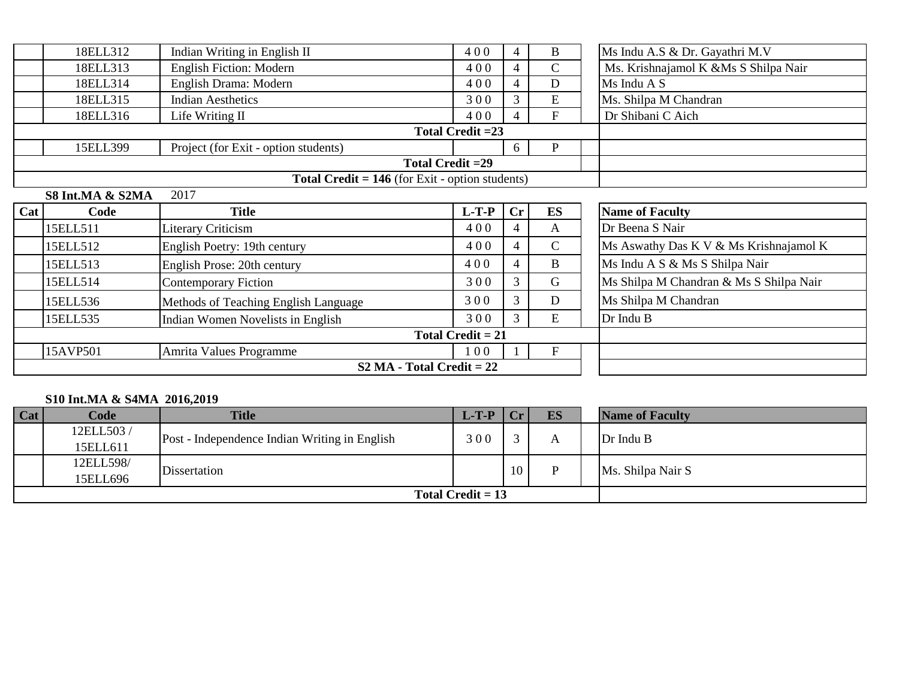| Cat | Code | Title | L-T-P | Cr | ES | | Name of Faculty |
|---|---|---|---|---|---|---|---|
| | 18ELL312 | Indian Writing in English II | 4 0 0 | 4 | B | | Ms Indu A.S & Dr. Gayathri M.V |
| | 18ELL313 | English Fiction: Modern | 4 0 0 | 4 | C | | Ms. Krishnajamol K &Ms S Shilpa Nair |
| | 18ELL314 | English Drama: Modern | 4 0 0 | 4 | D | | Ms Indu A S |
| | 18ELL315 | Indian Aesthetics | 3 0 0 | 3 | E | | Ms. Shilpa M Chandran |
| | 18ELL316 | Life Writing II | 4 0 0 | 4 | F | | Dr Shibani C Aich |
| | | **Total Credit =23** | | | | | |
| | 15ELL399 | Project (for Exit - option students) | | 6 | P | | |
| | | **Total Credit =29** | | | | | |
| | | **Total Credit = 146** (for Exit - option students) | | | | | |

**S8 Int.MA & S2MA** 2017

| Cat | Code | Title | L-T-P | Cr | ES | | Name of Faculty |
|---|---|---|---|---|---|---|---|
| | 15ELL511 | Literary Criticism | 4 0 0 | 4 | A | | Dr Beena S Nair |
| | 15ELL512 | English Poetry: 19th century | 4 0 0 | 4 | C | | Ms Aswathy Das K V & Ms Krishnajamol K |
| | 15ELL513 | English Prose: 20th century | 4 0 0 | 4 | B | | Ms Indu A S & Ms S Shilpa Nair |
| | 15ELL514 | Contemporary Fiction | 3 0 0 | 3 | G | | Ms Shilpa M Chandran & Ms S Shilpa Nair |
| | 15ELL536 | Methods of Teaching English Language | 3 0 0 | 3 | D | | Ms Shilpa M Chandran |
| | 15ELL535 | Indian Women Novelists in English | 3 0 0 | 3 | E | | Dr Indu B |
| | | **Total Credit = 21** | | | | | |
| | 15AVP501 | Amrita Values Programme | 1 0 0 | 1 | F | | |
| | | **S2 MA - Total Credit = 22** | | | | | |

**S10 Int.MA & S4MA 2016,2019**

| Cat | Code | Title | L-T-P | Cr | ES | | Name of Faculty |
|---|---|---|---|---|---|---|---|
| | 12ELL503 / 15ELL611 | Post - Independence Indian Writing in English | 3 0 0 | 3 | A | | Dr Indu B |
| | 12ELL598/ 15ELL696 | Dissertation | | 10 | P | | Ms. Shilpa Nair S |
| | | **Total Credit = 13** | | | | | |